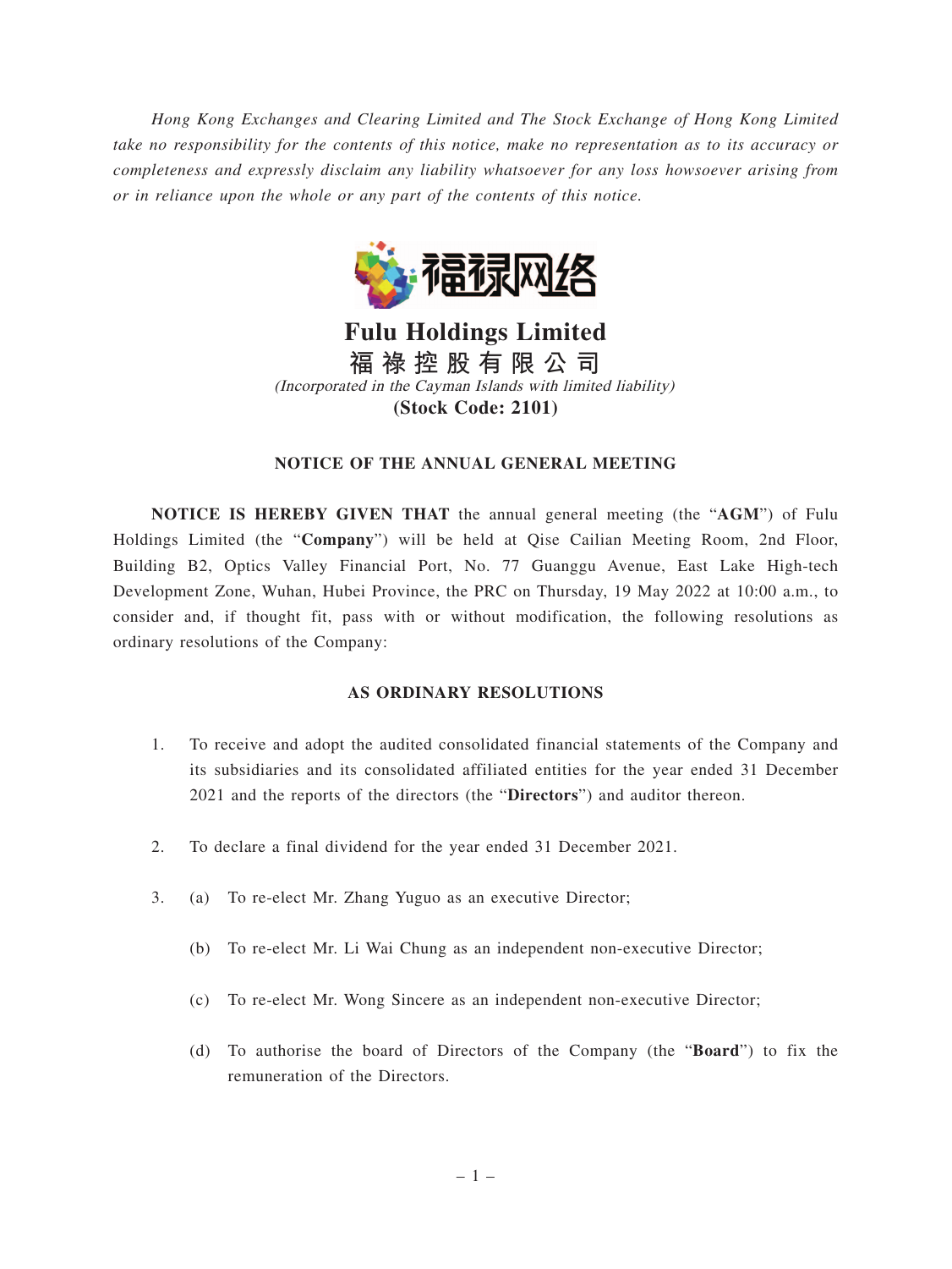*Hong Kong Exchanges and Clearing Limited and The Stock Exchange of Hong Kong Limited take no responsibility for the contents of this notice, make no representation as to its accuracy or completeness and expressly disclaim any liability whatsoever for any loss howsoever arising from or in reliance upon the whole or any part of the contents of this notice.*

# Fulu Holdings Limited
# 福 禄 控 股 有 限 公 司

*(Incorporated in the Cayman Islands with limited liability)*

**(Stock Code: 2101)**

## NOTICE OF THE ANNUAL GENERAL MEETING

**NOTICE IS HEREBY GIVEN THAT** the annual general meeting (the "**AGM**") of Fulu Holdings Limited (the "**Company**") will be held at Qise Cailian Meeting Room, 2nd Floor, Building B2, Optics Valley Financial Port, No. 77 Guanggu Avenue, East Lake High-tech Development Zone, Wuhan, Hubei Province, the PRC on Thursday, 19 May 2022 at 10:00 a.m., to consider and, if thought fit, pass with or without modification, the following resolutions as ordinary resolutions of the Company:

## AS ORDINARY RESOLUTIONS

1. To receive and adopt the audited consolidated financial statements of the Company and its subsidiaries and its consolidated affiliated entities for the year ended 31 December 2021 and the reports of the directors (the "**Directors**") and auditor thereon.

2. To declare a final dividend for the year ended 31 December 2021.

3. (a) To re-elect Mr. Zhang Yuguo as an executive Director;

   (b) To re-elect Mr. Li Wai Chung as an independent non-executive Director;

   (c) To re-elect Mr. Wong Sincere as an independent non-executive Director;

   (d) To authorise the board of Directors of the Company (the "**Board**") to fix the remuneration of the Directors.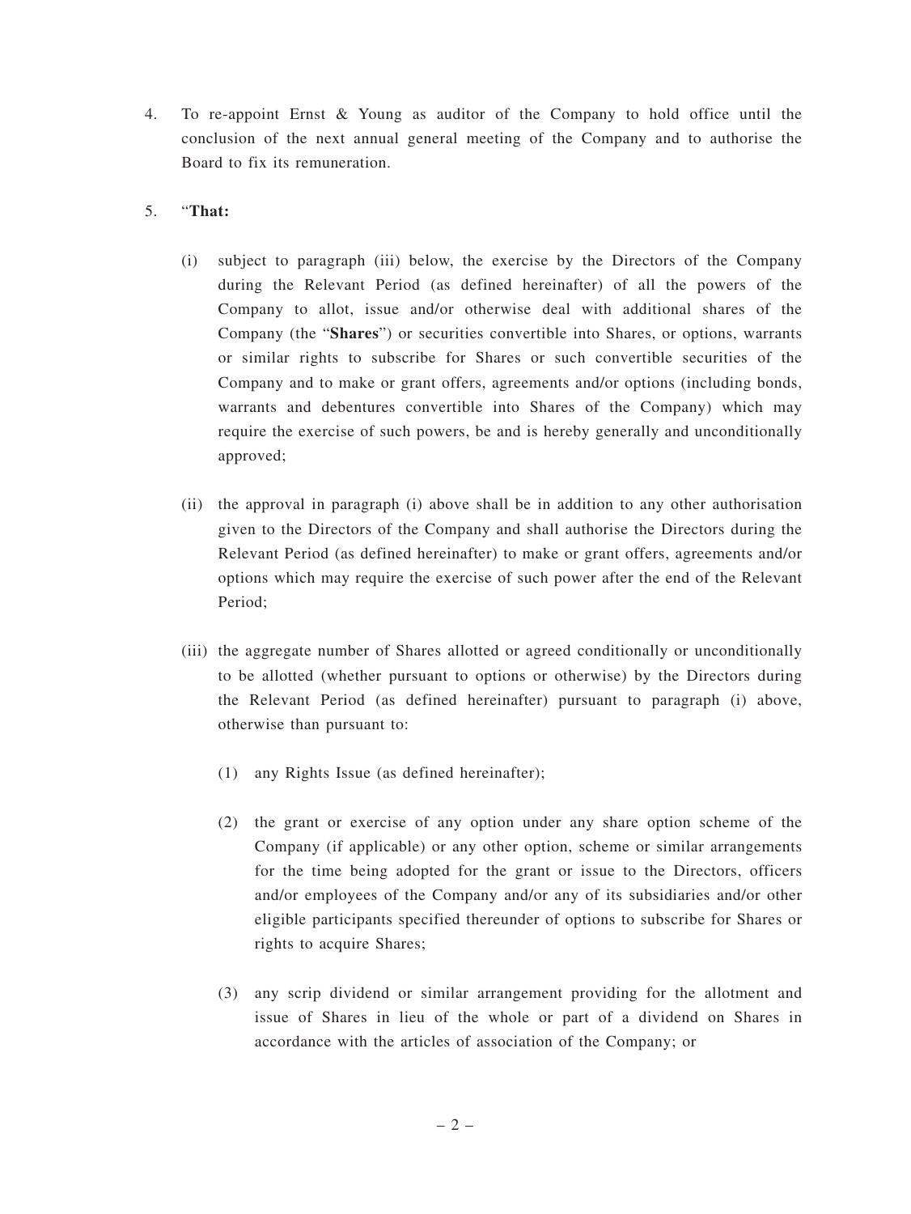4. To re-appoint Ernst & Young as auditor of the Company to hold office until the conclusion of the next annual general meeting of the Company and to authorise the Board to fix its remuneration.

5. "**That:**

   (i) subject to paragraph (iii) below, the exercise by the Directors of the Company during the Relevant Period (as defined hereinafter) of all the powers of the Company to allot, issue and/or otherwise deal with additional shares of the Company (the "**Shares**") or securities convertible into Shares, or options, warrants or similar rights to subscribe for Shares or such convertible securities of the Company and to make or grant offers, agreements and/or options (including bonds, warrants and debentures convertible into Shares of the Company) which may require the exercise of such powers, be and is hereby generally and unconditionally approved;

   (ii) the approval in paragraph (i) above shall be in addition to any other authorisation given to the Directors of the Company and shall authorise the Directors during the Relevant Period (as defined hereinafter) to make or grant offers, agreements and/or options which may require the exercise of such power after the end of the Relevant Period;

   (iii) the aggregate number of Shares allotted or agreed conditionally or unconditionally to be allotted (whether pursuant to options or otherwise) by the Directors during the Relevant Period (as defined hereinafter) pursuant to paragraph (i) above, otherwise than pursuant to:

      (1) any Rights Issue (as defined hereinafter);

      (2) the grant or exercise of any option under any share option scheme of the Company (if applicable) or any other option, scheme or similar arrangements for the time being adopted for the grant or issue to the Directors, officers and/or employees of the Company and/or any of its subsidiaries and/or other eligible participants specified thereunder of options to subscribe for Shares or rights to acquire Shares;

      (3) any scrip dividend or similar arrangement providing for the allotment and issue of Shares in lieu of the whole or part of a dividend on Shares in accordance with the articles of association of the Company; or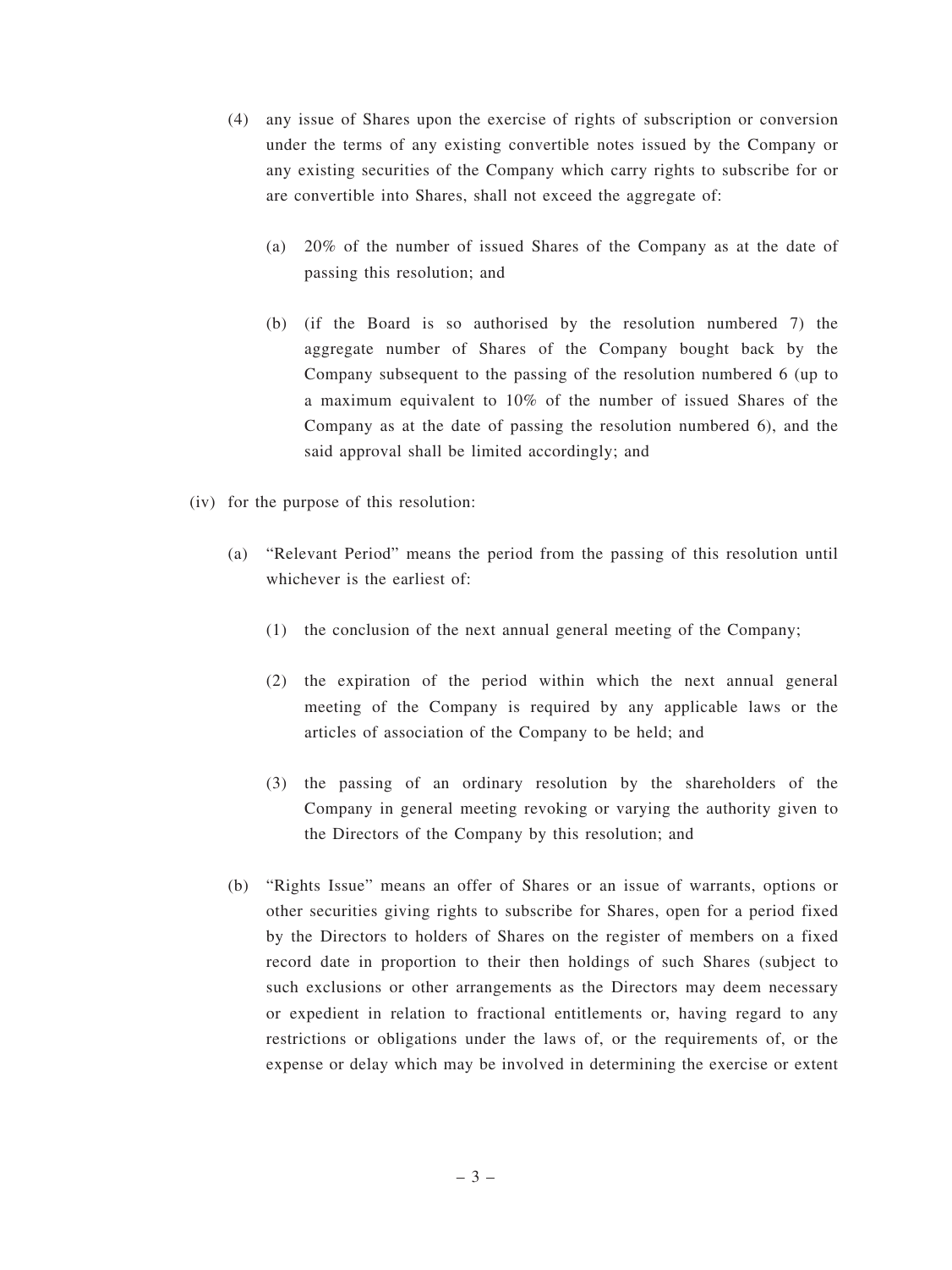(4) any issue of Shares upon the exercise of rights of subscription or conversion under the terms of any existing convertible notes issued by the Company or any existing securities of the Company which carry rights to subscribe for or are convertible into Shares, shall not exceed the aggregate of:

   (a) 20% of the number of issued Shares of the Company as at the date of passing this resolution; and

   (b) (if the Board is so authorised by the resolution numbered 7) the aggregate number of Shares of the Company bought back by the Company subsequent to the passing of the resolution numbered 6 (up to a maximum equivalent to 10% of the number of issued Shares of the Company as at the date of passing the resolution numbered 6), and the said approval shall be limited accordingly; and

(iv) for the purpose of this resolution:

   (a) "Relevant Period" means the period from the passing of this resolution until whichever is the earliest of:

      (1) the conclusion of the next annual general meeting of the Company;

      (2) the expiration of the period within which the next annual general meeting of the Company is required by any applicable laws or the articles of association of the Company to be held; and

      (3) the passing of an ordinary resolution by the shareholders of the Company in general meeting revoking or varying the authority given to the Directors of the Company by this resolution; and

   (b) "Rights Issue" means an offer of Shares or an issue of warrants, options or other securities giving rights to subscribe for Shares, open for a period fixed by the Directors to holders of Shares on the register of members on a fixed record date in proportion to their then holdings of such Shares (subject to such exclusions or other arrangements as the Directors may deem necessary or expedient in relation to fractional entitlements or, having regard to any restrictions or obligations under the laws of, or the requirements of, or the expense or delay which may be involved in determining the exercise or extent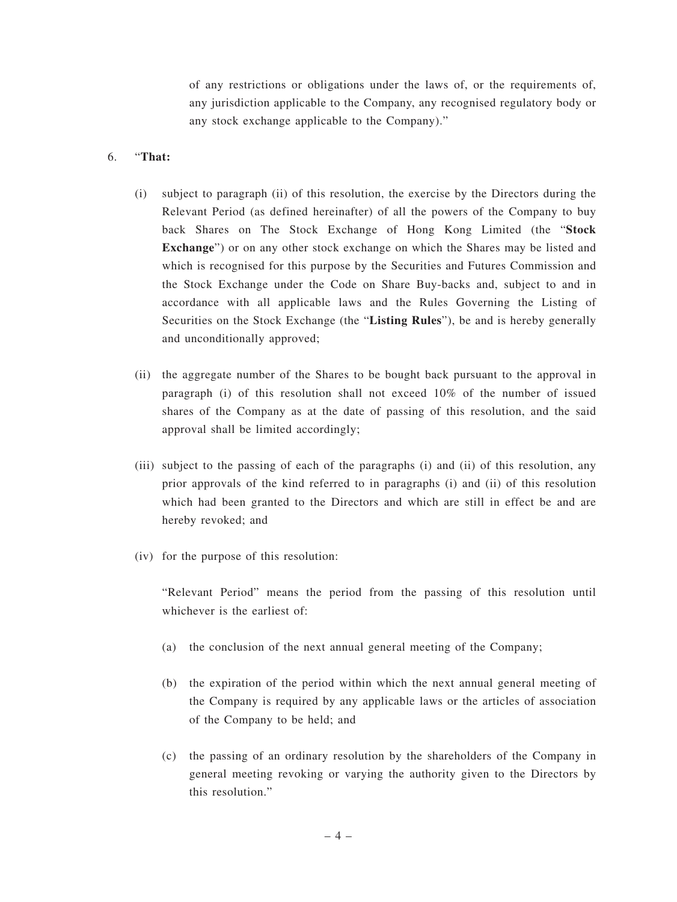of any restrictions or obligations under the laws of, or the requirements of, any jurisdiction applicable to the Company, any recognised regulatory body or any stock exchange applicable to the Company)."

6. "**That:**

   (i) subject to paragraph (ii) of this resolution, the exercise by the Directors during the Relevant Period (as defined hereinafter) of all the powers of the Company to buy back Shares on The Stock Exchange of Hong Kong Limited (the "**Stock Exchange**") or on any other stock exchange on which the Shares may be listed and which is recognised for this purpose by the Securities and Futures Commission and the Stock Exchange under the Code on Share Buy-backs and, subject to and in accordance with all applicable laws and the Rules Governing the Listing of Securities on the Stock Exchange (the "**Listing Rules**"), be and is hereby generally and unconditionally approved;

   (ii) the aggregate number of the Shares to be bought back pursuant to the approval in paragraph (i) of this resolution shall not exceed 10% of the number of issued shares of the Company as at the date of passing of this resolution, and the said approval shall be limited accordingly;

   (iii) subject to the passing of each of the paragraphs (i) and (ii) of this resolution, any prior approvals of the kind referred to in paragraphs (i) and (ii) of this resolution which had been granted to the Directors and which are still in effect be and are hereby revoked; and

   (iv) for the purpose of this resolution:

   "Relevant Period" means the period from the passing of this resolution until whichever is the earliest of:

   (a) the conclusion of the next annual general meeting of the Company;

   (b) the expiration of the period within which the next annual general meeting of the Company is required by any applicable laws or the articles of association of the Company to be held; and

   (c) the passing of an ordinary resolution by the shareholders of the Company in general meeting revoking or varying the authority given to the Directors by this resolution."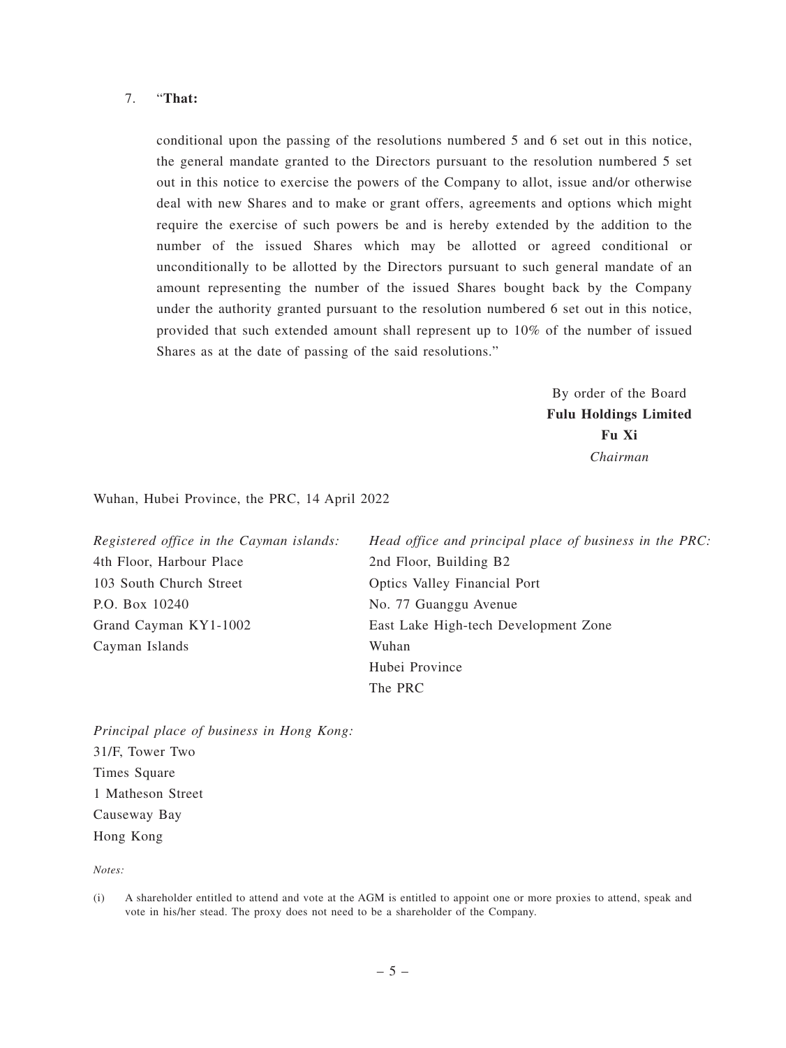7. "**That:**

conditional upon the passing of the resolutions numbered 5 and 6 set out in this notice, the general mandate granted to the Directors pursuant to the resolution numbered 5 set out in this notice to exercise the powers of the Company to allot, issue and/or otherwise deal with new Shares and to make or grant offers, agreements and options which might require the exercise of such powers be and is hereby extended by the addition to the number of the issued Shares which may be allotted or agreed conditional or unconditionally to be allotted by the Directors pursuant to such general mandate of an amount representing the number of the issued Shares bought back by the Company under the authority granted pursuant to the resolution numbered 6 set out in this notice, provided that such extended amount shall represent up to 10% of the number of issued Shares as at the date of passing of the said resolutions."

By order of the Board
**Fulu Holdings Limited**
**Fu Xi**
*Chairman*

Wuhan, Hubei Province, the PRC, 14 April 2022

*Registered office in the Cayman islands:*
4th Floor, Harbour Place
103 South Church Street
P.O. Box 10240
Grand Cayman KY1-1002
Cayman Islands

*Head office and principal place of business in the PRC:*
2nd Floor, Building B2
Optics Valley Financial Port
No. 77 Guanggu Avenue
East Lake High-tech Development Zone
Wuhan
Hubei Province
The PRC

*Principal place of business in Hong Kong:*
31/F, Tower Two
Times Square
1 Matheson Street
Causeway Bay
Hong Kong

*Notes:*

(i) A shareholder entitled to attend and vote at the AGM is entitled to appoint one or more proxies to attend, speak and vote in his/her stead. The proxy does not need to be a shareholder of the Company.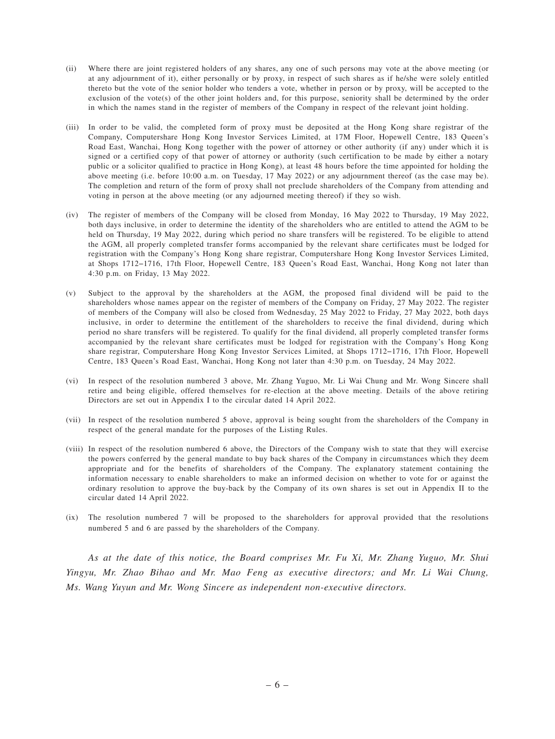(ii) Where there are joint registered holders of any shares, any one of such persons may vote at the above meeting (or at any adjournment of it), either personally or by proxy, in respect of such shares as if he/she were solely entitled thereto but the vote of the senior holder who tenders a vote, whether in person or by proxy, will be accepted to the exclusion of the vote(s) of the other joint holders and, for this purpose, seniority shall be determined by the order in which the names stand in the register of members of the Company in respect of the relevant joint holding.

(iii) In order to be valid, the completed form of proxy must be deposited at the Hong Kong share registrar of the Company, Computershare Hong Kong Investor Services Limited, at 17M Floor, Hopewell Centre, 183 Queen's Road East, Wanchai, Hong Kong together with the power of attorney or other authority (if any) under which it is signed or a certified copy of that power of attorney or authority (such certification to be made by either a notary public or a solicitor qualified to practice in Hong Kong), at least 48 hours before the time appointed for holding the above meeting (i.e. before 10:00 a.m. on Tuesday, 17 May 2022) or any adjournment thereof (as the case may be). The completion and return of the form of proxy shall not preclude shareholders of the Company from attending and voting in person at the above meeting (or any adjourned meeting thereof) if they so wish.

(iv) The register of members of the Company will be closed from Monday, 16 May 2022 to Thursday, 19 May 2022, both days inclusive, in order to determine the identity of the shareholders who are entitled to attend the AGM to be held on Thursday, 19 May 2022, during which period no share transfers will be registered. To be eligible to attend the AGM, all properly completed transfer forms accompanied by the relevant share certificates must be lodged for registration with the Company's Hong Kong share registrar, Computershare Hong Kong Investor Services Limited, at Shops 1712–1716, 17th Floor, Hopewell Centre, 183 Queen's Road East, Wanchai, Hong Kong not later than 4:30 p.m. on Friday, 13 May 2022.

(v) Subject to the approval by the shareholders at the AGM, the proposed final dividend will be paid to the shareholders whose names appear on the register of members of the Company on Friday, 27 May 2022. The register of members of the Company will also be closed from Wednesday, 25 May 2022 to Friday, 27 May 2022, both days inclusive, in order to determine the entitlement of the shareholders to receive the final dividend, during which period no share transfers will be registered. To qualify for the final dividend, all properly completed transfer forms accompanied by the relevant share certificates must be lodged for registration with the Company's Hong Kong share registrar, Computershare Hong Kong Investor Services Limited, at Shops 1712–1716, 17th Floor, Hopewell Centre, 183 Queen's Road East, Wanchai, Hong Kong not later than 4:30 p.m. on Tuesday, 24 May 2022.

(vi) In respect of the resolution numbered 3 above, Mr. Zhang Yuguo, Mr. Li Wai Chung and Mr. Wong Sincere shall retire and being eligible, offered themselves for re-election at the above meeting. Details of the above retiring Directors are set out in Appendix I to the circular dated 14 April 2022.

(vii) In respect of the resolution numbered 5 above, approval is being sought from the shareholders of the Company in respect of the general mandate for the purposes of the Listing Rules.

(viii) In respect of the resolution numbered 6 above, the Directors of the Company wish to state that they will exercise the powers conferred by the general mandate to buy back shares of the Company in circumstances which they deem appropriate and for the benefits of shareholders of the Company. The explanatory statement containing the information necessary to enable shareholders to make an informed decision on whether to vote for or against the ordinary resolution to approve the buy-back by the Company of its own shares is set out in Appendix II to the circular dated 14 April 2022.

(ix) The resolution numbered 7 will be proposed to the shareholders for approval provided that the resolutions numbered 5 and 6 are passed by the shareholders of the Company.

*As at the date of this notice, the Board comprises Mr. Fu Xi, Mr. Zhang Yuguo, Mr. Shui Yingyu, Mr. Zhao Bihao and Mr. Mao Feng as executive directors; and Mr. Li Wai Chung, Ms. Wang Yuyun and Mr. Wong Sincere as independent non-executive directors.*